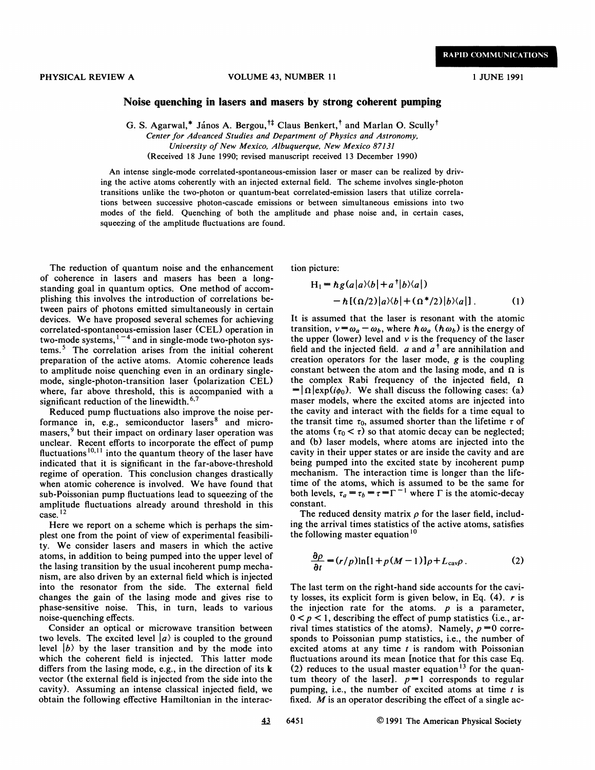RAPID COMMUNICATIONS

# Noise quenching in lasers and masers by strong coherent pumping

G. S. Agarwal,* János A. Bergou,†‡ Claus Benkert,† and Marlan O. Scully†

*Center for Advanced Studies and Department of Physics and Astronomy, University of New Mexico, Albuquerque, New Mexico 87131*

(Received 18 June 1990; revised manuscript received 13 December 1990)

An intense single-mode correlated-spontaneous-emission laser or maser can be realized by driving the active atoms coherently with an injected external field. The scheme involves single-photon transitions unlike the two-photon or quantum-beat correlated-emission lasers that utilize correlations between successive photon-cascade emissions or between simultaneous emissions into two modes of the field. Quenching of both the amplitude and phase noise and, in certain cases, squeezing of the amplitude fluctuations are found.

The reduction of quantum noise and the enhancement of coherence in lasers and masers has been a long-standing goal in quantum optics. One method of accomplishing this involves the introduction of correlations between pairs of photons emitted simultaneously in certain devices. We have proposed several schemes for achieving correlated-spontaneous-emission laser (CEL) operation in two-mode systems,[1-4] and in single-mode two-photon systems.[5] The correlation arises from the initial coherent preparation of the active atoms. Atomic coherence leads to amplitude noise quenching even in an ordinary single-mode, single-photon-transition laser (polarization CEL) where, far above threshold, this is accompanied with a significant reduction of the linewidth.[6,7]

Reduced pump fluctuations also improve the noise performance in, e.g., semiconductor lasers[8] and micromasers,[9] but their impact on ordinary laser operation was unclear. Recent efforts to incorporate the effect of pump fluctuations[10,11] into the quantum theory of the laser have indicated that it is significant in the far-above-threshold regime of operation. This conclusion changes drastically when atomic coherence is involved. We have found that sub-Poissonian pump fluctuations lead to squeezing of the amplitude fluctuations already around threshold in this case.[12]

Here we report on a scheme which is perhaps the simplest one from the point of view of experimental feasibility. We consider lasers and masers in which the active atoms, in addition to being pumped into the upper level of the lasing transition by the usual incoherent pump mechanism, are also driven by an external field which is injected into the resonator from the side. The external field changes the gain of the lasing mode and gives rise to phase-sensitive noise. This, in turn, leads to various noise-quenching effects.

Consider an optical or microwave transition between two levels. The excited level $|a\rangle$ is coupled to the ground level $|b\rangle$ by the laser transition and by the mode into which the coherent field is injected. This latter mode differs from the lasing mode, e.g., in the direction of its **k** vector (the external field is injected from the side into the cavity). Assuming an intense classical injected field, we obtain the following effective Hamiltonian in the interaction picture:

$$H_I = \hbar g(a|a\rangle\langle b| + a^\dagger |b\rangle\langle a|) - \hbar[(\Omega/2)|a\rangle\langle b| + (\Omega^*/2)|b\rangle\langle a|]. \quad (1)$$

It is assumed that the laser is resonant with the atomic transition, $\nu = \omega_a - \omega_b$, where $\hbar\omega_a$ ($\hbar\omega_b$) is the energy of the upper (lower) level and $\nu$ is the frequency of the laser field and the injected field. $a$ and $a^\dagger$ are annihilation and creation operators for the laser mode, $g$ is the coupling constant between the atom and the lasing mode, and $\Omega$ is the complex Rabi frequency of the injected field, $\Omega = |\Omega| \exp(i\phi_0)$. We shall discuss the following cases: (a) maser models, where the excited atoms are injected into the cavity and interact with the fields for a time equal to the transit time $\tau_0$, assumed shorter than the lifetime $\tau$ of the atoms ($\tau_0 < \tau$) so that atomic decay can be neglected; and (b) laser models, where atoms are injected into the cavity in their upper states or are inside the cavity and are being pumped into the excited state by incoherent pump mechanism. The interaction time is longer than the lifetime of the atoms, which is assumed to be the same for both levels, $\tau_a = \tau_b = \tau = \Gamma^{-1}$ where $\Gamma$ is the atomic-decay constant.

The reduced density matrix $\rho$ for the laser field, including the arrival times statistics of the active atoms, satisfies the following master equation[10]

$$\frac{\partial \rho}{\partial t} = (r/p)\ln[1 + p(M-1)]\rho + L_{\text{cav}}\rho. \quad (2)$$

The last term on the right-hand side accounts for the cavity losses, its explicit form is given below, in Eq. (4). $r$ is the injection rate for the atoms. $p$ is a parameter, $0 < p < 1$, describing the effect of pump statistics (i.e., arrival times statistics of the atoms). Namely, $p = 0$ corresponds to Poissonian pump statistics, i.e., the number of excited atoms at any time $t$ is random with Poissonian fluctuations around its mean [notice that for this case Eq. (2) reduces to the usual master equation[13] for the quantum theory of the laser]. $p = 1$ corresponds to regular pumping, i.e., the number of excited atoms at time $t$ is fixed. $M$ is an operator describing the effect of a single ac-

© 1991 The American Physical Society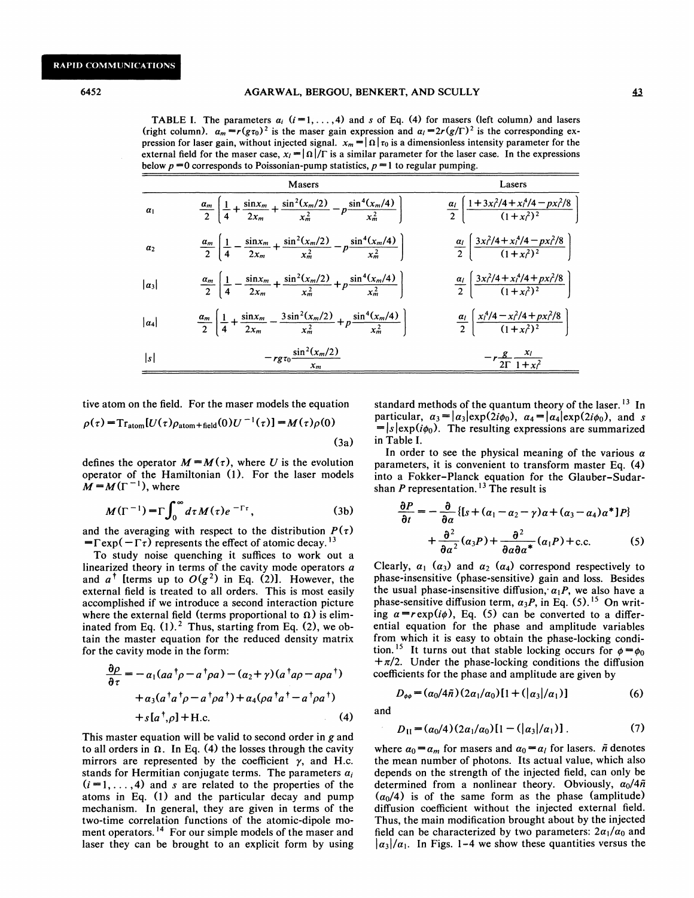TABLE I. The parameters $a_i$ ($i=1,\ldots,4$) and $s$ of Eq. (4) for masers (left column) and lasers (right column). $a_m = r(g\tau_0)^2$ is the maser gain expression and $a_l = 2r(g/\Gamma)^2$ is the corresponding expression for laser gain, without injected signal. $x_m = |\Omega|\tau_0$ is a dimensionless intensity parameter for the external field for the maser case, $x_l = |\Omega|/\Gamma$ is a similar parameter for the laser case. In the expressions below $p=0$ corresponds to Poissonian-pump statistics, $p=1$ to regular pumping.

| | Masers | Lasers |
|---|---|---|
| $a_1$ | $\frac{a_m}{2}\left[\frac{1}{4}+\frac{\sin x_m}{2x_m}+\frac{\sin^2(x_m/2)}{x_m^2}-p\frac{\sin^4(x_m/4)}{x_m^2}\right]$ | $\frac{a_l}{2}\left[\frac{1+3x_l^2/4+x_l^4/4-px_l^2/8}{(1+x_l^2)^2}\right]$ |
| $a_2$ | $\frac{a_m}{2}\left[\frac{1}{4}-\frac{\sin x_m}{2x_m}+\frac{\sin^2(x_m/2)}{x_m^2}-p\frac{\sin^4(x_m/4)}{x_m^2}\right]$ | $\frac{a_l}{2}\left[\frac{3x_l^2/4+x_l^4/4-px_l^2/8}{(1+x_l^2)^2}\right]$ |
| $\lvert a_3\rvert$ | $\frac{a_m}{2}\left[\frac{1}{4}-\frac{\sin x_m}{2x_m}+\frac{\sin^2(x_m/2)}{x_m^2}+p\frac{\sin^4(x_m/4)}{x_m^2}\right]$ | $\frac{a_l}{2}\left[\frac{3x_l^2/4+x_l^4/4+px_l^2/8}{(1+x_l^2)^2}\right]$ |
| $\lvert a_4\rvert$ | $\frac{a_m}{2}\left[\frac{1}{4}+\frac{\sin x_m}{2x_m}-\frac{3\sin^2(x_m/2)}{x_m^2}+p\frac{\sin^4(x_m/4)}{x_m^2}\right]$ | $\frac{a_l}{2}\left[\frac{x_l^4/4-x_l^2/4+px_l^2/8}{(1+x_l^2)^2}\right]$ |
| $\lvert s\rvert$ | $-rg\tau_0\frac{\sin^2(x_m/2)}{x_m}$ | $-r\frac{g}{2\Gamma}\frac{x_l}{1+x_l^2}$ |

tive atom on the field. For the maser models the equation

$$\rho(\tau) = \mathrm{Tr}_{\mathrm{atom}}[U(\tau)\rho_{\mathrm{atom+field}}(0)U^{-1}(\tau)] = M(\tau)\rho(0) \tag{3a}$$

defines the operator $M = M(\tau)$, where $U$ is the evolution operator of the Hamiltonian (1). For the laser models $M = M(\Gamma^{-1})$, where

$$M(\Gamma^{-1}) = \Gamma\int_0^\infty d\tau\, M(\tau)e^{-\Gamma\tau}, \tag{3b}$$

and the averaging with respect to the distribution $P(\tau) = \Gamma\exp(-\Gamma\tau)$ represents the effect of atomic decay.[13]

To study noise quenching it suffices to work out a linearized theory in terms of the cavity mode operators $a$ and $a^\dagger$ [terms up to $O(g^2)$ in Eq. (2)]. However, the external field is treated to all orders. This is most easily accomplished if we introduce a second interaction picture where the external field (terms proportional to $\Omega$) is eliminated from Eq. (1).[2] Thus, starting from Eq. (2), we obtain the master equation for the reduced density matrix for the cavity mode in the form:

$$\begin{aligned}\frac{\partial\rho}{\partial\tau} = &-\alpha_1(aa^\dagger\rho - a^\dagger\rho a) - (\alpha_2+\gamma)(a^\dagger a\rho - a\rho a^\dagger)\\ &+\alpha_3(a^\dagger a^\dagger\rho - a^\dagger\rho a^\dagger) + \alpha_4(\rho a^\dagger a^\dagger - a^\dagger\rho a^\dagger)\\ &+ s[a^\dagger,\rho] + \mathrm{H.c.}\end{aligned} \tag{4}$$

This master equation will be valid to second order in $g$ and to all orders in $\Omega$. In Eq. (4) the losses through the cavity mirrors are represented by the coefficient $\gamma$, and H.c. stands for Hermitian conjugate terms. The parameters $\alpha_i$ ($i=1,\ldots,4$) and $s$ are related to the properties of the atoms in Eq. (1) and the particular decay and pump mechanism. In general, they are given in terms of the two-time correlation functions of the atomic-dipole moment operators.[14] For our simple models of the maser and laser they can be brought to an explicit form by using standard methods of the quantum theory of the laser.[13] In particular, $\alpha_3 = |\alpha_3|\exp(2i\phi_0)$, $\alpha_4 = |\alpha_4|\exp(2i\phi_0)$, and $s = |s|\exp(i\phi_0)$. The resulting expressions are summarized in Table I.

In order to see the physical meaning of the various $\alpha$ parameters, it is convenient to transform master Eq. (4) into a Fokker-Planck equation for the Glauber-Sudarshan $P$ representation.[13] The result is

$$\begin{aligned}\frac{\partial P}{\partial t} = &-\frac{\partial}{\partial\alpha}\{[s + (\alpha_1 - \alpha_2 - \gamma)\alpha + (\alpha_3 - \alpha_4)\alpha^*]P\}\\ &+\frac{\partial^2}{\partial\alpha^2}(\alpha_3 P) + \frac{\partial^2}{\partial\alpha\partial\alpha^*}(\alpha_1 P) + \mathrm{c.c.}\end{aligned} \tag{5}$$

Clearly, $\alpha_1$ ($\alpha_3$) and $\alpha_2$ ($\alpha_4$) correspond respectively to phase-insensitive (phase-sensitive) gain and loss. Besides the usual phase-insensitive diffusion, $\alpha_1 P$, we also have a phase-sensitive diffusion term, $\alpha_3 P$, in Eq. (5).[15] On writing $\alpha = r\exp(i\phi)$, Eq. (5) can be converted to a differential equation for the phase and amplitude variables from which it is easy to obtain the phase-locking condition.[15] It turns out that stable locking occurs for $\phi = \phi_0 + \pi/2$. Under the phase-locking conditions the diffusion coefficients for the phase and amplitude are given by

$$D_{\phi\phi} = (\alpha_0/4\bar{n})(2\alpha_1/\alpha_0)[1 + (|\alpha_3|/\alpha_1)] \tag{6}$$

and

$$D_{11} = (\alpha_0/4)(2\alpha_1/\alpha_0)[1 - (|\alpha_3|/\alpha_1)]\,. \tag{7}$$

where $\alpha_0 = \alpha_m$ for masers and $\alpha_0 = \alpha_l$ for lasers. $\bar{n}$ denotes the mean number of photons. Its actual value, which also depends on the strength of the injected field, can only be determined from a nonlinear theory. Obviously, $\alpha_0/4\bar{n}$ ($\alpha_0/4$) is of the same form as the phase (amplitude) diffusion coefficient without the injected external field. Thus, the main modification brought about by the injected field can be characterized by two parameters: $2\alpha_1/\alpha_0$ and $|\alpha_3|/\alpha_1$. In Figs. 1–4 we show these quantities versus the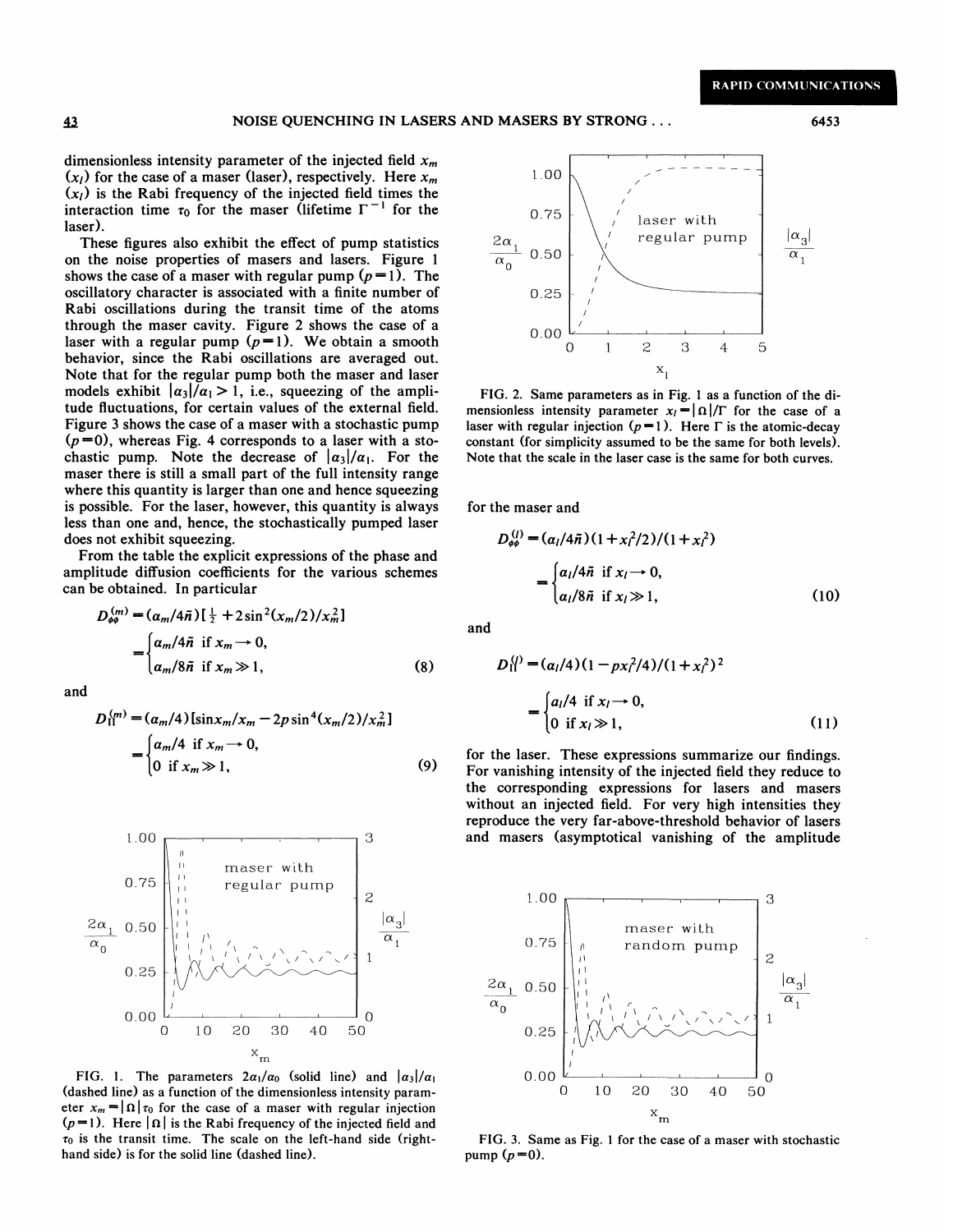dimensionless intensity parameter of the injected field $x_m$ ($x_l$) for the case of a maser (laser), respectively. Here $x_m$ ($x_l$) is the Rabi frequency of the injected field times the interaction time $\tau_0$ for the maser (lifetime $\Gamma^{-1}$ for the laser).

These figures also exhibit the effect of pump statistics on the noise properties of masers and lasers. Figure 1 shows the case of a maser with regular pump ($p=1$). The oscillatory character is associated with a finite number of Rabi oscillations during the transit time of the atoms through the maser cavity. Figure 2 shows the case of a laser with a regular pump ($p=1$). We obtain a smooth behavior, since the Rabi oscillations are averaged out. Note that for the regular pump both the maser and laser models exhibit $|\alpha_3|/\alpha_1 > 1$, i.e., squeezing of the amplitude fluctuations, for certain values of the external field. Figure 3 shows the case of a maser with a stochastic pump ($p=0$), whereas Fig. 4 corresponds to a laser with a stochastic pump. Note the decrease of $|\alpha_3|/\alpha_1$. For the maser there is still a small part of the full intensity range where this quantity is larger than one and hence squeezing is possible. For the laser, however, this quantity is always less than one and, hence, the stochastically pumped laser does not exhibit squeezing.

From the table the explicit expressions of the phase and amplitude diffusion coefficients for the various schemes can be obtained. In particular

$$D_{\phi\phi}^{(m)} = (\alpha_m/4\bar{n})[\tfrac{1}{2} + 2\sin^2(x_m/2)/x_m^2] = \begin{cases} \alpha_m/4\bar{n} & \text{if } x_m \to 0, \\ \alpha_m/8\bar{n} & \text{if } x_m \gg 1, \end{cases} \tag{8}$$

and

$$D_{II}^{(m)} = (\alpha_m/4)[\sin x_m/x_m - 2p\sin^4(x_m/2)/x_m^2] = \begin{cases} \alpha_m/4 & \text{if } x_m \to 0, \\ 0 & \text{if } x_m \gg 1, \end{cases} \tag{9}$$

FIG. 1. The parameters $2\alpha_1/\alpha_0$ (solid line) and $|\alpha_3|/\alpha_1$ (dashed line) as a function of the dimensionless intensity parameter $x_m = |\Omega|\tau_0$ for the case of a maser with regular injection ($p=1$). Here $|\Omega|$ is the Rabi frequency of the injected field and $\tau_0$ is the transit time. The scale on the left-hand side (right-hand side) is for the solid line (dashed line).

FIG. 2. Same parameters as in Fig. 1 as a function of the dimensionless intensity parameter $x_l = |\Omega|/\Gamma$ for the case of a laser with regular injection ($p=1$). Here $\Gamma$ is the atomic-decay constant (for simplicity assumed to be the same for both levels). Note that the scale in the laser case is the same for both curves.

for the maser and

$$D_{\phi\phi}^{(l)} = (\alpha_l/4\bar{n})(1 + x_l^2/2)/(1 + x_l^2) = \begin{cases} \alpha_l/4\bar{n} & \text{if } x_l \to 0, \\ \alpha_l/8\bar{n} & \text{if } x_l \gg 1, \end{cases} \tag{10}$$

and

$$D_{II}^{(l)} = (\alpha_l/4)(1 - p x_l^2/4)/(1 + x_l^2)^2 = \begin{cases} \alpha_l/4 & \text{if } x_l \to 0, \\ 0 & \text{if } x_l \gg 1, \end{cases} \tag{11}$$

for the laser. These expressions summarize our findings. For vanishing intensity of the injected field they reduce to the corresponding expressions for lasers and masers without an injected field. For very high intensities they reproduce the very far-above-threshold behavior of lasers and masers (asymptotical vanishing of the amplitude

FIG. 3. Same as Fig. 1 for the case of a maser with stochastic pump ($p=0$).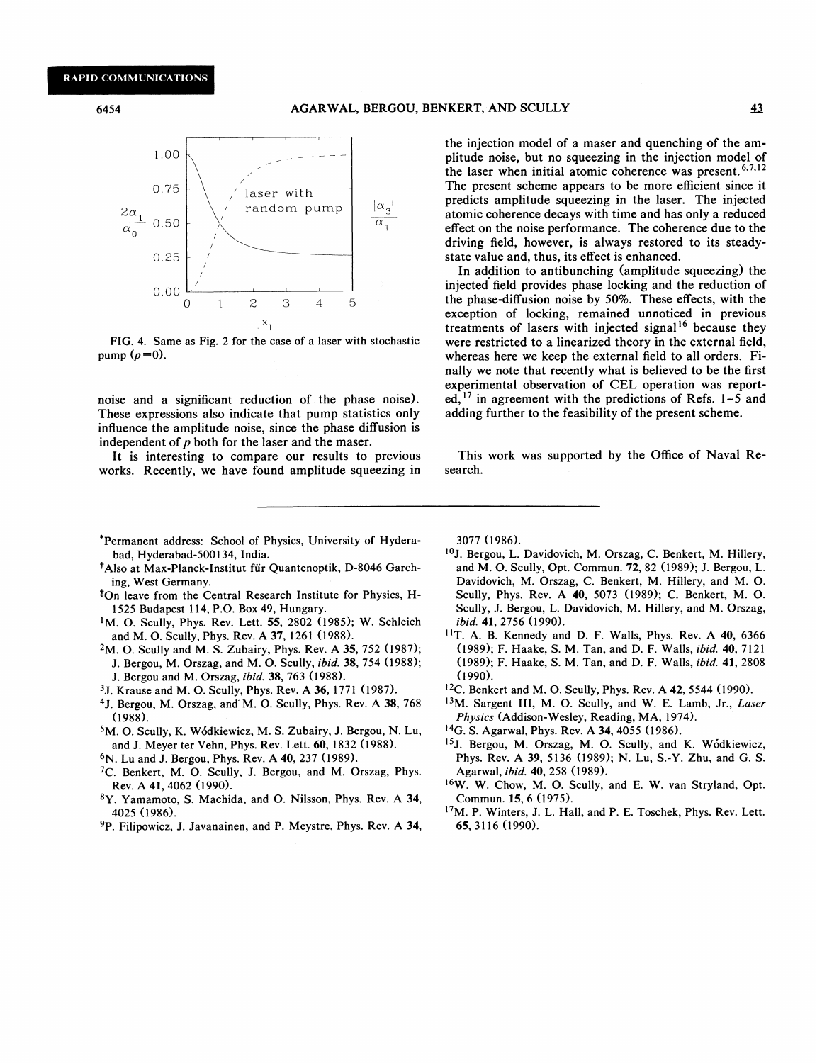1.00

0.75

0.50

0.25

0.00

0 1 2 3 4 5

$x_1$

$\frac{2\alpha_1}{\alpha_0}$

$\frac{|\alpha_3|}{\alpha_1}$

laser with random pump

FIG. 4. Same as Fig. 2 for the case of a laser with stochastic pump ($p=0$).

noise and a significant reduction of the phase noise). These expressions also indicate that pump statistics only influence the amplitude noise, since the phase diffusion is independent of $p$ both for the laser and the maser.

It is interesting to compare our results to previous works. Recently, we have found amplitude squeezing in the injection model of a maser and quenching of the amplitude noise, but no squeezing in the injection model of the laser when initial atomic coherence was present.[6,7,12] The present scheme appears to be more efficient since it predicts amplitude squeezing in the laser. The injected atomic coherence decays with time and has only a reduced effect on the noise performance. The coherence due to the driving field, however, is always restored to its steady-state value and, thus, its effect is enhanced.

In addition to antibunching (amplitude squeezing) the injected field provides phase locking and the reduction of the phase-diffusion noise by 50%. These effects, with the exception of locking, remained unnoticed in previous treatments of lasers with injected signal[16] because they were restricted to a linearized theory in the external field, whereas here we keep the external field to all orders. Finally we note that recently what is believed to be the first experimental observation of CEL operation was reported,[17] in agreement with the predictions of Refs. 1–5 and adding further to the feasibility of the present scheme.

This work was supported by the Office of Naval Research.

---

*Permanent address: School of Physics, University of Hyderabad, Hyderabad-500134, India.

†Also at Max-Planck-Institut für Quantenoptik, D-8046 Garching, West Germany.

‡On leave from the Central Research Institute for Physics, H-1525 Budapest 114, P.O. Box 49, Hungary.

[1] M. O. Scully, Phys. Rev. Lett. **55**, 2802 (1985); W. Schleich and M. O. Scully, Phys. Rev. A **37**, 1261 (1988).

[2] M. O. Scully and M. S. Zubairy, Phys. Rev. A **35**, 752 (1987); J. Bergou, M. Orszag, and M. O. Scully, *ibid.* **38**, 754 (1988); J. Bergou and M. Orszag, *ibid.* **38**, 763 (1988).

[3] J. Krause and M. O. Scully, Phys. Rev. A **36**, 1771 (1987).

[4] J. Bergou, M. Orszag, and M. O. Scully, Phys. Rev. A **38**, 768 (1988).

[5] M. O. Scully, K. Wódkiewicz, M. S. Zubairy, J. Bergou, N. Lu, and J. Meyer ter Vehn, Phys. Rev. Lett. **60**, 1832 (1988).

[6] N. Lu and J. Bergou, Phys. Rev. A **40**, 237 (1989).

[7] C. Benkert, M. O. Scully, J. Bergou, and M. Orszag, Phys. Rev. A **41**, 4062 (1990).

[8] Y. Yamamoto, S. Machida, and O. Nilsson, Phys. Rev. A **34**, 4025 (1986).

[9] P. Filipowicz, J. Javanainen, and P. Meystre, Phys. Rev. A **34**, 3077 (1986).

[10] J. Bergou, L. Davidovich, M. Orszag, C. Benkert, M. Hillery, and M. O. Scully, Opt. Commun. **72**, 82 (1989); J. Bergou, L. Davidovich, M. Orszag, C. Benkert, M. Hillery, and M. O. Scully, Phys. Rev. A **40**, 5073 (1989); C. Benkert, M. O. Scully, J. Bergou, L. Davidovich, M. Hillery, and M. Orszag, *ibid.* **41**, 2756 (1990).

[11] T. A. B. Kennedy and D. F. Walls, Phys. Rev. A **40**, 6366 (1989); F. Haake, S. M. Tan, and D. F. Walls, *ibid.* **40**, 7121 (1989); F. Haake, S. M. Tan, and D. F. Walls, *ibid.* **41**, 2808 (1990).

[12] C. Benkert and M. O. Scully, Phys. Rev. A **42**, 5544 (1990).

[13] M. Sargent III, M. O. Scully, and W. E. Lamb, Jr., *Laser Physics* (Addison-Wesley, Reading, MA, 1974).

[14] G. S. Agarwal, Phys. Rev. A **34**, 4055 (1986).

[15] J. Bergou, M. Orszag, M. O. Scully, and K. Wódkiewicz, Phys. Rev. A **39**, 5136 (1989); N. Lu, S.-Y. Zhu, and G. S. Agarwal, *ibid.* **40**, 258 (1989).

[16] W. W. Chow, M. O. Scully, and E. W. van Stryland, Opt. Commun. **15**, 6 (1975).

[17] M. P. Winters, J. L. Hall, and P. E. Toschek, Phys. Rev. Lett. **65**, 3116 (1990).